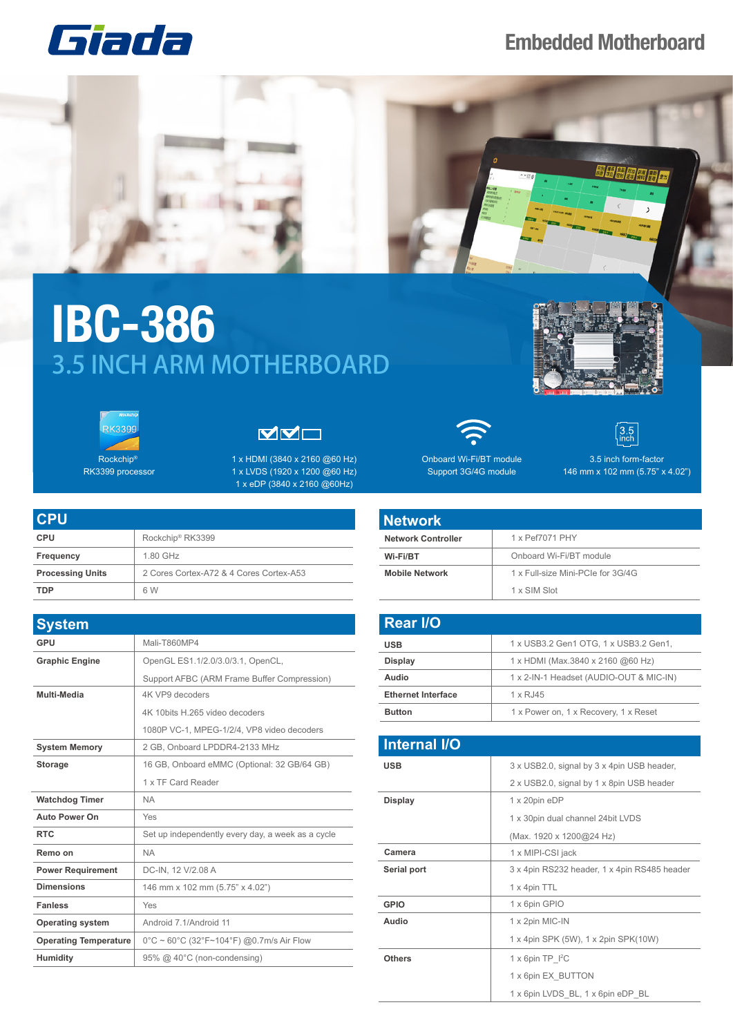Giada

# Embedded Motherboard

# IBC-386

## 3.5 INCH ARM MOTHERBOARD

Rockchip® RK3399 processor

1 x HDMI (3840 x 2160 @60 Hz)
1 x LVDS (1920 x 1200 @60 Hz)
1 x eDP (3840 x 2160 @60Hz)

Onboard Wi-Fi/BT module
Support 3G/4G module

3.5 inch form-factor
146 mm x 102 mm (5.75" x 4.02")

## CPU

| | |
|---|---|
| **CPU** | Rockchip® RK3399 |
| **Frequency** | 1.80 GHz |
| **Processing Units** | 2 Cores Cortex-A72 & 4 Cores Cortex-A53 |
| **TDP** | 6 W |

## System

| | |
|---|---|
| **GPU** | Mali-T860MP4 |
| **Graphic Engine** | OpenGL ES1.1/2.0/3.0/3.1, OpenCL,<br>Support AFBC (ARM Frame Buffer Compression) |
| **Multi-Media** | 4K VP9 decoders<br>4K 10bits H.265 video decoders<br>1080P VC-1, MPEG-1/2/4, VP8 video decoders |
| **System Memory** | 2 GB, Onboard LPDDR4-2133 MHz |
| **Storage** | 16 GB, Onboard eMMC (Optional: 32 GB/64 GB)<br>1 x TF Card Reader |
| **Watchdog Timer** | NA |
| **Auto Power On** | Yes |
| **RTC** | Set up independently every day, a week as a cycle |
| **Remo on** | NA |
| **Power Requirement** | DC-IN, 12 V/2.08 A |
| **Dimensions** | 146 mm x 102 mm (5.75" x 4.02") |
| **Fanless** | Yes |
| **Operating system** | Android 7.1/Android 11 |
| **Operating Temperature** | 0°C ~ 60°C (32°F~104°F) @0.7m/s Air Flow |
| **Humidity** | 95% @ 40°C (non-condensing) |

## Network

| | |
|---|---|
| **Network Controller** | 1 x Pef7071 PHY |
| **Wi-Fi/BT** | Onboard Wi-Fi/BT module |
| **Mobile Network** | 1 x Full-size Mini-PCIe for 3G/4G<br>1 x SIM Slot |

## Rear I/O

| | |
|---|---|
| **USB** | 1 x USB3.2 Gen1 OTG, 1 x USB3.2 Gen1, |
| **Display** | 1 x HDMI (Max.3840 x 2160 @60 Hz) |
| **Audio** | 1 x 2-IN-1 Headset (AUDIO-OUT & MIC-IN) |
| **Ethernet Interface** | 1 x RJ45 |
| **Button** | 1 x Power on, 1 x Recovery, 1 x Reset |

## Internal I/O

| | |
|---|---|
| **USB** | 3 x USB2.0, signal by 3 x 4pin USB header,<br>2 x USB2.0, signal by 1 x 8pin USB header |
| **Display** | 1 x 20pin eDP<br>1 x 30pin dual channel 24bit LVDS<br>(Max. 1920 x 1200@24 Hz) |
| **Camera** | 1 x MIPI-CSI jack |
| **Serial port** | 3 x 4pin RS232 header, 1 x 4pin RS485 header<br>1 x 4pin TTL |
| **GPIO** | 1 x 6pin GPIO |
| **Audio** | 1 x 2pin MIC-IN<br>1 x 4pin SPK (5W), 1 x 2pin SPK(10W) |
| **Others** | 1 x 6pin TP_I²C<br>1 x 6pin EX_BUTTON<br>1 x 6pin LVDS_BL, 1 x 6pin eDP_BL |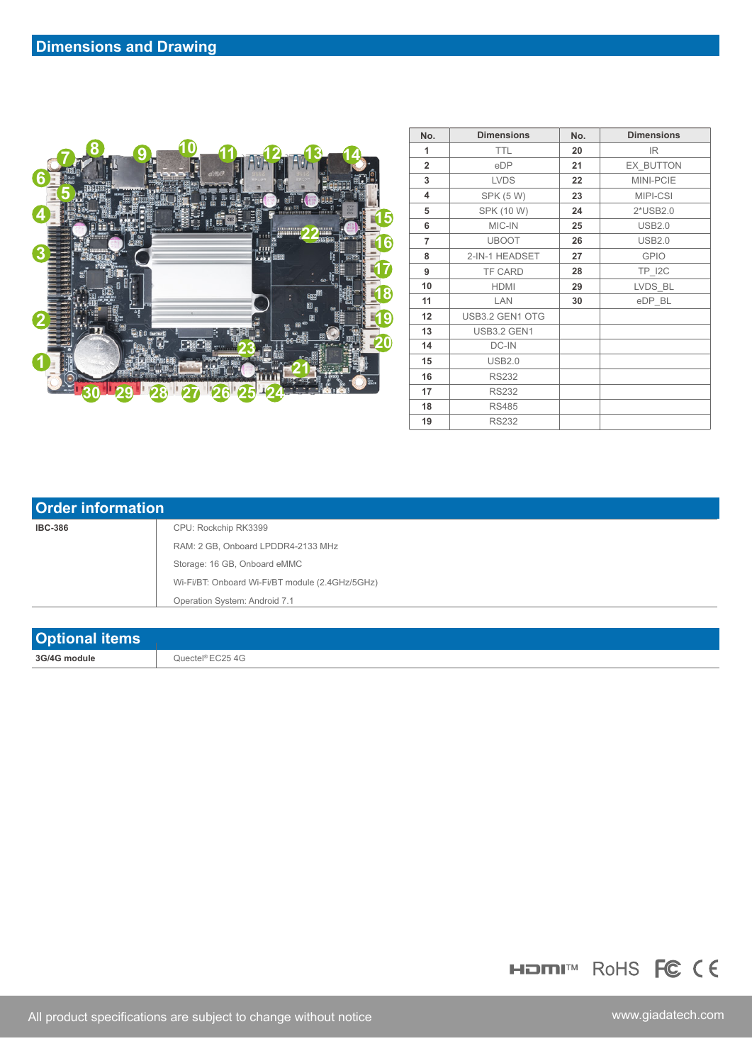## Dimensions and Drawing

| No. | Dimensions | No. | Dimensions |
|---|---|---|---|
| 1 | TTL | 20 | IR |
| 2 | eDP | 21 | EX_BUTTON |
| 3 | LVDS | 22 | MINI-PCIE |
| 4 | SPK (5 W) | 23 | MIPI-CSI |
| 5 | SPK (10 W) | 24 | 2*USB2.0 |
| 6 | MIC-IN | 25 | USB2.0 |
| 7 | UBOOT | 26 | USB2.0 |
| 8 | 2-IN-1 HEADSET | 27 | GPIO |
| 9 | TF CARD | 28 | TP_I2C |
| 10 | HDMI | 29 | LVDS_BL |
| 11 | LAN | 30 | eDP_BL |
| 12 | USB3.2 GEN1 OTG | | |
| 13 | USB3.2 GEN1 | | |
| 14 | DC-IN | | |
| 15 | USB2.0 | | |
| 16 | RS232 | | |
| 17 | RS232 | | |
| 18 | RS485 | | |
| 19 | RS232 | | |

## Order information

| | |
|---|---|
| **IBC-386** | CPU: Rockchip RK3399 |
| | RAM: 2 GB, Onboard LPDDR4-2133 MHz |
| | Storage: 16 GB, Onboard eMMC |
| | Wi-Fi/BT: Onboard Wi-Fi/BT module (2.4GHz/5GHz) |
| | Operation System: Android 7.1 |

## Optional items

| | |
|---|---|
| **3G/4G module** | Quectel® EC25 4G |

HDMI™ RoHS FC CE

All product specifications are subject to change without notice

www.giadatech.com